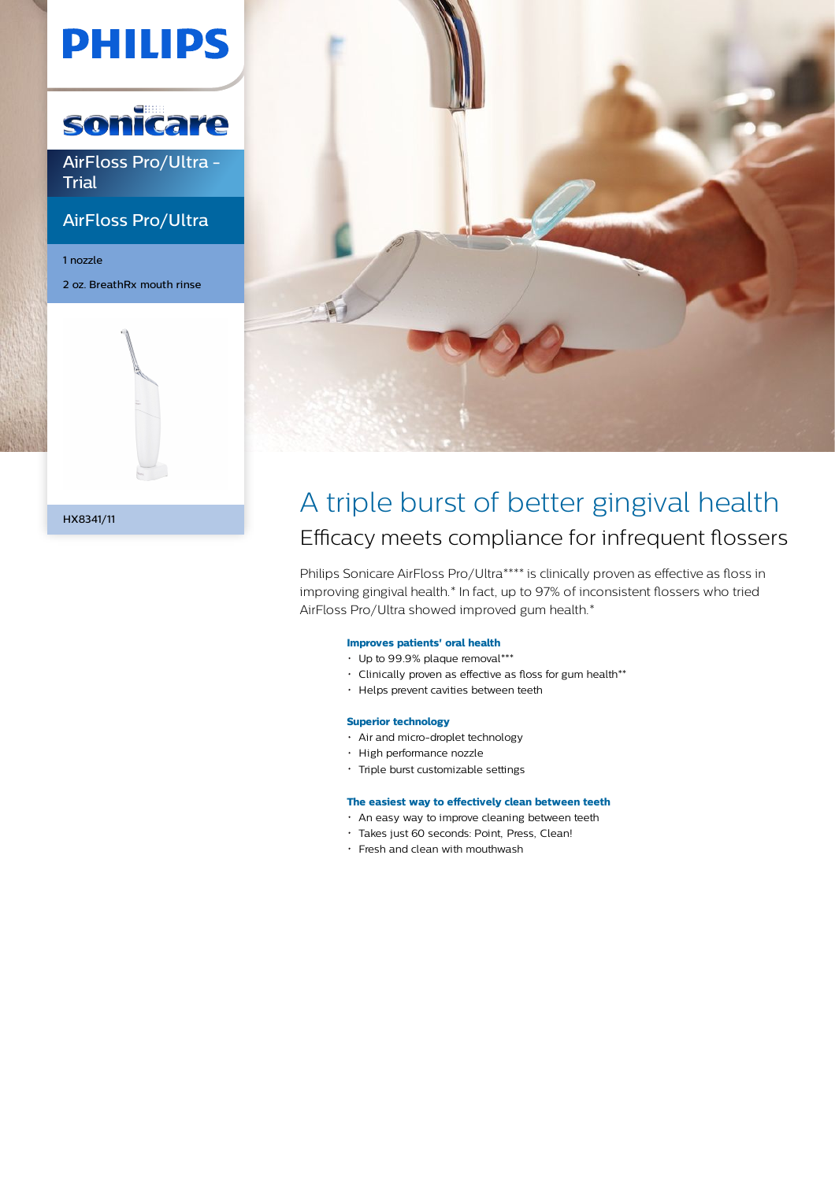PHILIPS

Sonicare

AirFloss Pro/Ultra - Trial

AirFloss Pro/Ultra

1 nozzle

2 oz. BreathRx mouth rinse

HX8341/11

# A triple burst of better gingival health

## Efficacy meets compliance for infrequent flossers

Philips Sonicare AirFloss Pro/Ultra**** is clinically proven as effective as floss in improving gingival health.* In fact, up to 97% of inconsistent flossers who tried AirFloss Pro/Ultra showed improved gum health.*

**Improves patients' oral health**

- Up to 99.9% plaque removal***
- Clinically proven as effective as floss for gum health**
- Helps prevent cavities between teeth

**Superior technology**

- Air and micro-droplet technology
- High performance nozzle
- Triple burst customizable settings

**The easiest way to effectively clean between teeth**

- An easy way to improve cleaning between teeth
- Takes just 60 seconds: Point, Press, Clean!
- Fresh and clean with mouthwash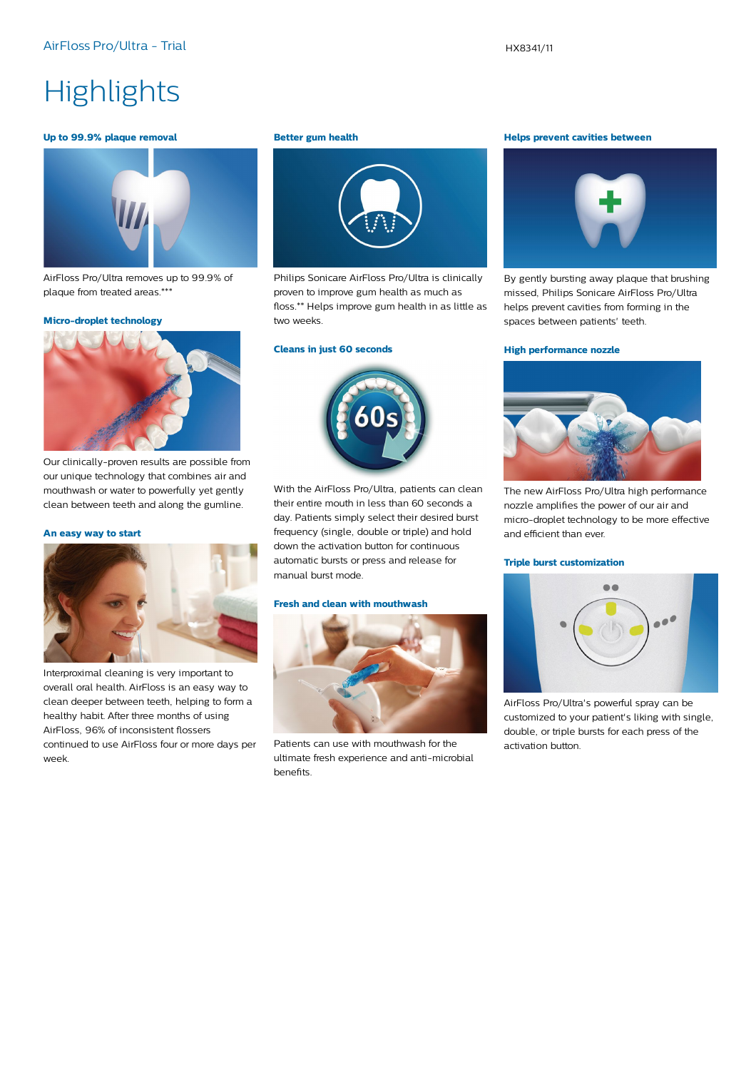# Highlights

### Up to 99.9% plaque removal

AirFloss Pro/Ultra removes up to 99.9% of plaque from treated areas.***

### Micro-droplet technology

Our clinically-proven results are possible from our unique technology that combines air and mouthwash or water to powerfully yet gently clean between teeth and along the gumline.

### An easy way to start

Interproximal cleaning is very important to overall oral health. AirFloss is an easy way to clean deeper between teeth, helping to form a healthy habit. After three months of using AirFloss, 96% of inconsistent flossers continued to use AirFloss four or more days per week.

### Better gum health

Philips Sonicare AirFloss Pro/Ultra is clinically proven to improve gum health as much as floss.** Helps improve gum health in as little as two weeks.

### Cleans in just 60 seconds

With the AirFloss Pro/Ultra, patients can clean their entire mouth in less than 60 seconds a day. Patients simply select their desired burst frequency (single, double or triple) and hold down the activation button for continuous automatic bursts or press and release for manual burst mode.

### Fresh and clean with mouthwash

Patients can use with mouthwash for the ultimate fresh experience and anti-microbial benefits.

### Helps prevent cavities between

By gently bursting away plaque that brushing missed, Philips Sonicare AirFloss Pro/Ultra helps prevent cavities from forming in the spaces between patients' teeth.

### High performance nozzle

The new AirFloss Pro/Ultra high performance nozzle amplifies the power of our air and micro-droplet technology to be more effective and efficient than ever.

### Triple burst customization

AirFloss Pro/Ultra's powerful spray can be customized to your patient's liking with single, double, or triple bursts for each press of the activation button.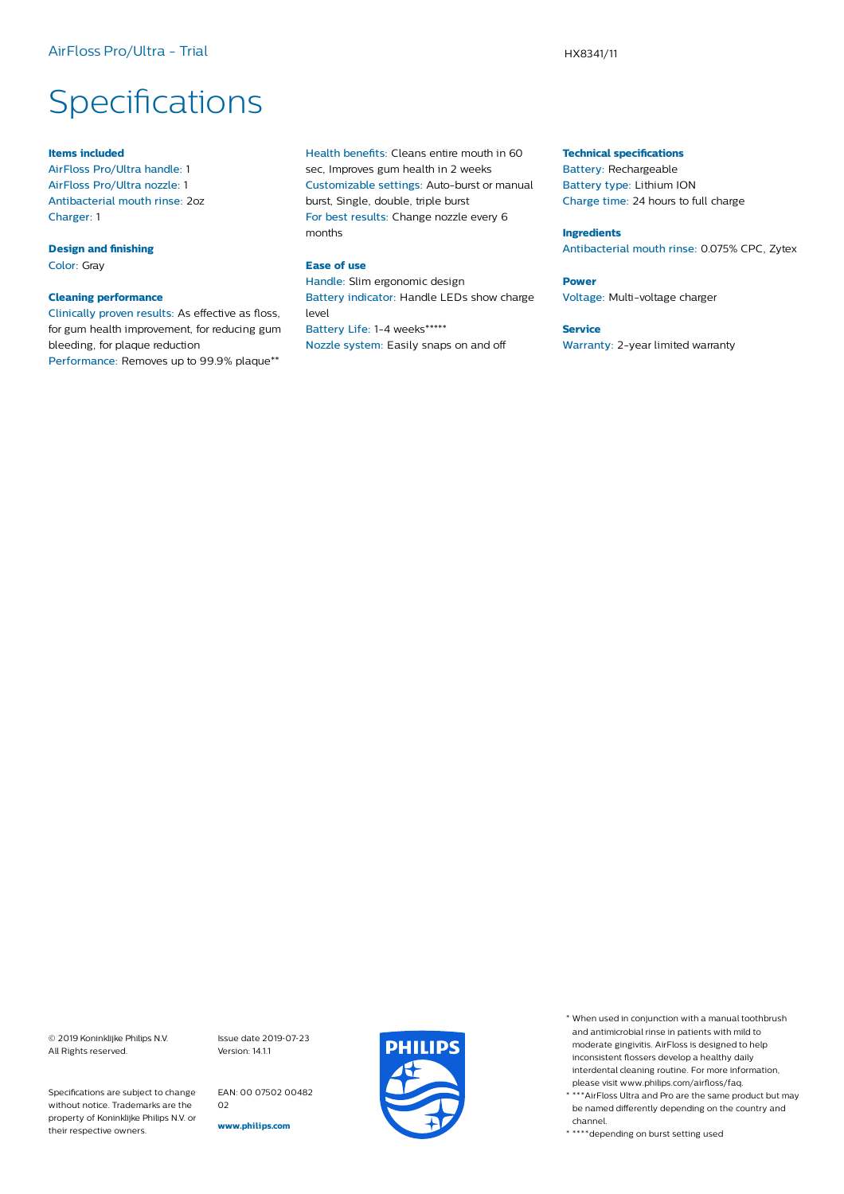# Specifications

### Items included

AirFloss Pro/Ultra handle: 1
AirFloss Pro/Ultra nozzle: 1
Antibacterial mouth rinse: 2oz
Charger: 1

### Design and finishing

Color: Gray

### Cleaning performance

Clinically proven results: As effective as floss, for gum health improvement, for reducing gum bleeding, for plaque reduction
Performance: Removes up to 99.9% plaque**

Health benefits: Cleans entire mouth in 60 sec, Improves gum health in 2 weeks
Customizable settings: Auto-burst or manual burst, Single, double, triple burst
For best results: Change nozzle every 6 months

### Ease of use

Handle: Slim ergonomic design
Battery indicator: Handle LEDs show charge level
Battery Life: 1-4 weeks*****
Nozzle system: Easily snaps on and off

### Technical specifications

Battery: Rechargeable
Battery type: Lithium ION
Charge time: 24 hours to full charge

### Ingredients

Antibacterial mouth rinse: 0.075% CPC, Zytex

### Power

Voltage: Multi-voltage charger

### Service

Warranty: 2-year limited warranty

© 2019 Koninklijke Philips N.V.
All Rights reserved.

Specifications are subject to change without notice. Trademarks are the property of Koninklijke Philips N.V. or their respective owners.

Issue date 2019-07-23
Version: 14.1.1

EAN: 00 07502 00482 02

www.philips.com

* When used in conjunction with a manual toothbrush and antimicrobial rinse in patients with mild to moderate gingivitis. AirFloss is designed to help inconsistent flossers develop a healthy daily interdental cleaning routine. For more information, please visit www.philips.com/airfloss/faq.
* ***AirFloss Ultra and Pro are the same product but may be named differently depending on the country and channel.
* ****depending on burst setting used